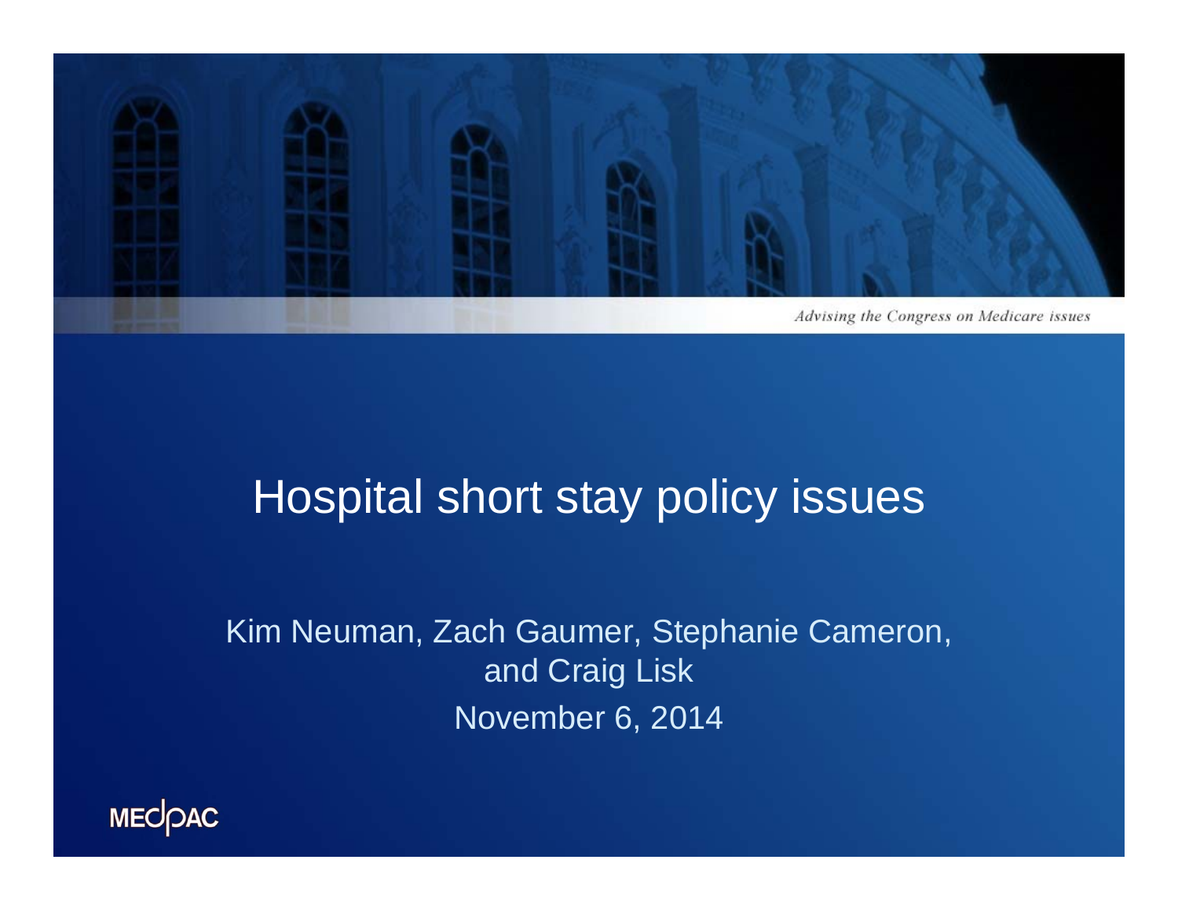Advising the Congress on Medicare issues

# Hospital short stay policy issues

Kim Neuman, Zach Gaumer, Stephanie Cameron, and Craig Lisk

November 6, 2014

MEDPAC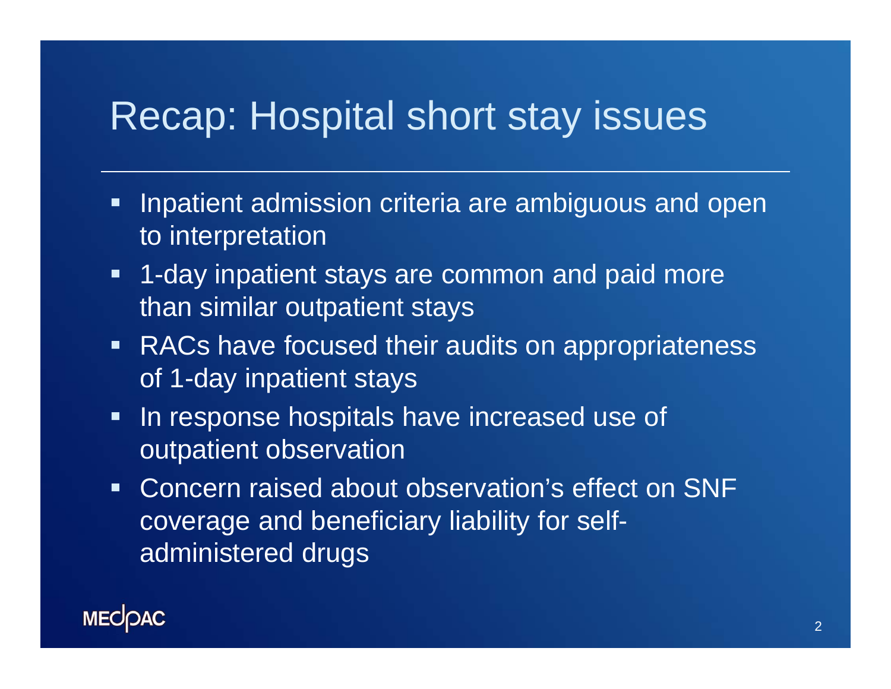# Recap: Hospital short stay issues

- Inpatient admission criteria are ambiguous and open to interpretation
- 1-day inpatient stays are common and paid more than similar outpatient stays
- RACs have focused their audits on appropriateness of 1-day inpatient stays
- In response hospitals have increased use of outpatient observation
- Concern raised about observation's effect on SNF coverage and beneficiary liability for self-administered drugs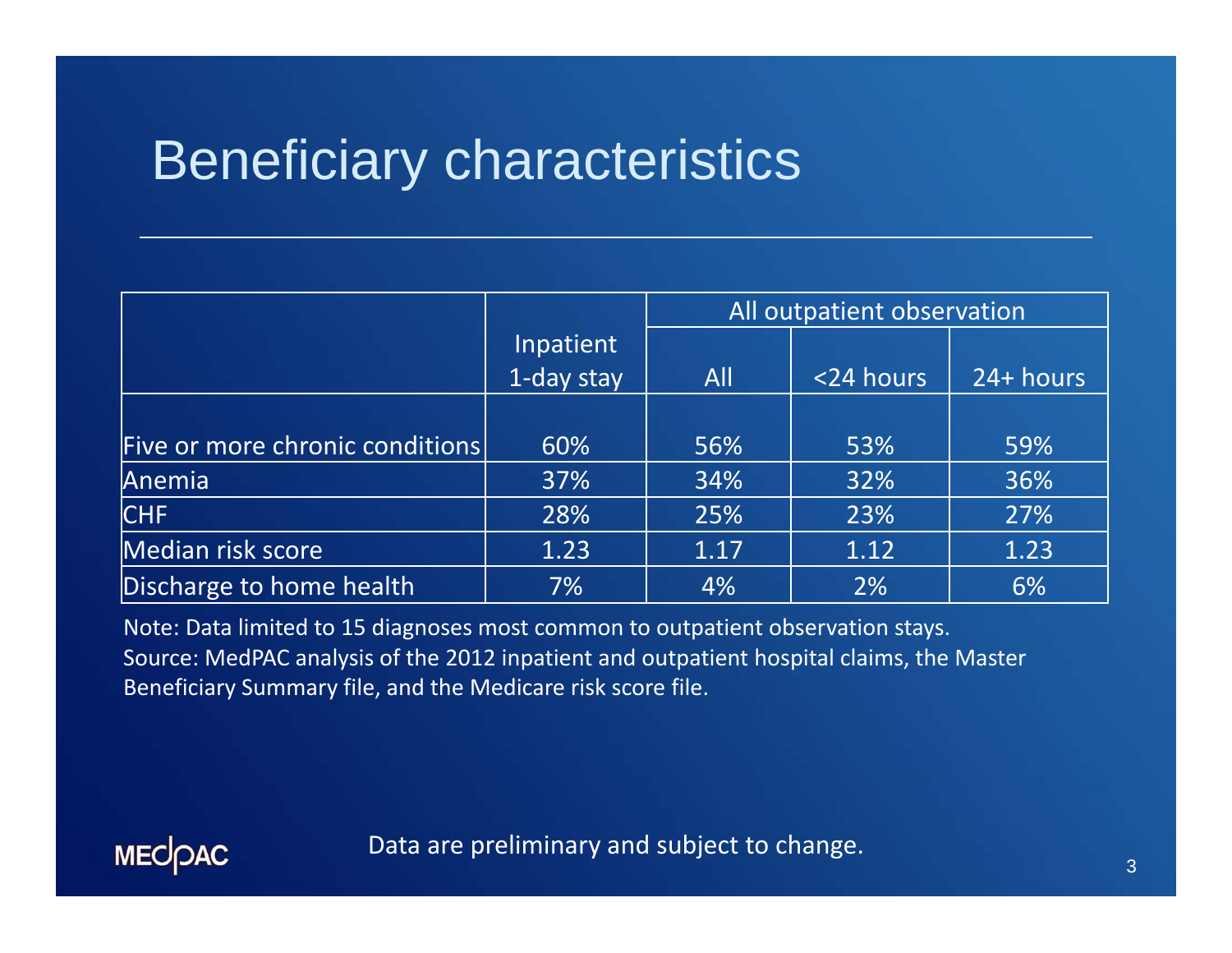# Beneficiary characteristics

| | Inpatient 1-day stay | All outpatient observation | | |
|---|---|---|---|---|
| | | All | <24 hours | 24+ hours |
| Five or more chronic conditions | 60% | 56% | 53% | 59% |
| Anemia | 37% | 34% | 32% | 36% |
| CHF | 28% | 25% | 23% | 27% |
| Median risk score | 1.23 | 1.17 | 1.12 | 1.23 |
| Discharge to home health | 7% | 4% | 2% | 6% |

Note: Data limited to 15 diagnoses most common to outpatient observation stays.
Source: MedPAC analysis of the 2012 inpatient and outpatient hospital claims, the Master Beneficiary Summary file, and the Medicare risk score file.

Data are preliminary and subject to change.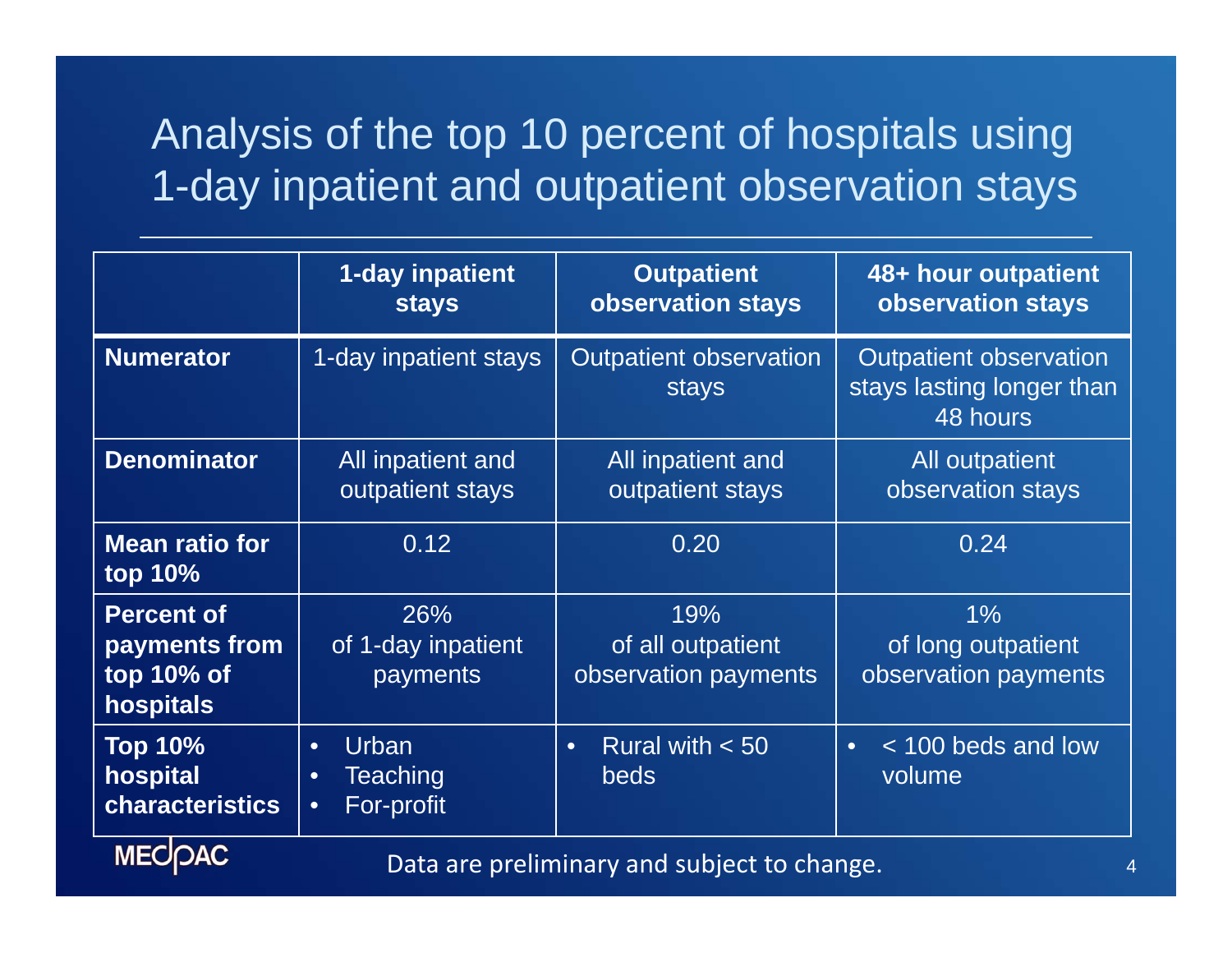# Analysis of the top 10 percent of hospitals using 1-day inpatient and outpatient observation stays

| | 1-day inpatient stays | Outpatient observation stays | 48+ hour outpatient observation stays |
|---|---|---|---|
| **Numerator** | 1-day inpatient stays | Outpatient observation stays | Outpatient observation stays lasting longer than 48 hours |
| **Denominator** | All inpatient and outpatient stays | All inpatient and outpatient stays | All outpatient observation stays |
| **Mean ratio for top 10%** | 0.12 | 0.20 | 0.24 |
| **Percent of payments from top 10% of hospitals** | 26% of 1-day inpatient payments | 19% of all outpatient observation payments | 1% of long outpatient observation payments |
| **Top 10% hospital characteristics** | • Urban<br>• Teaching<br>• For-profit | • Rural with < 50 beds | • < 100 beds and low volume |

MEDPAC

Data are preliminary and subject to change.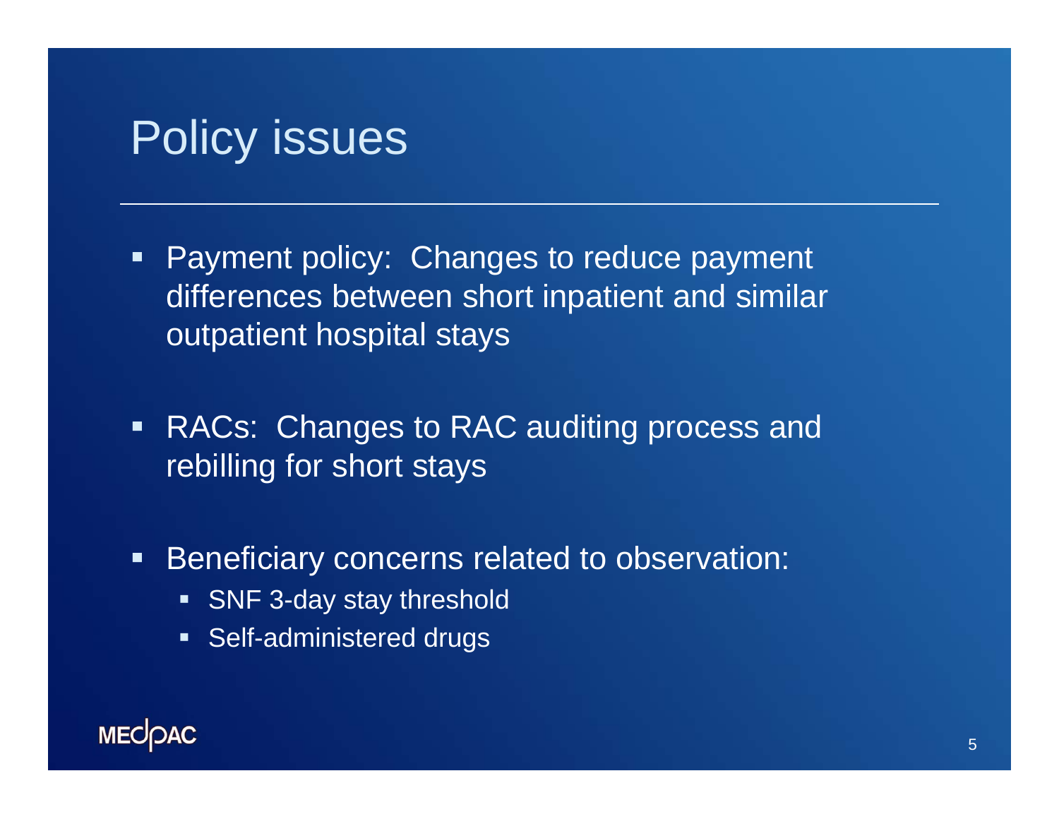# Policy issues

- Payment policy: Changes to reduce payment differences between short inpatient and similar outpatient hospital stays
- RACs: Changes to RAC auditing process and rebilling for short stays
- Beneficiary concerns related to observation:
  - SNF 3-day stay threshold
  - Self-administered drugs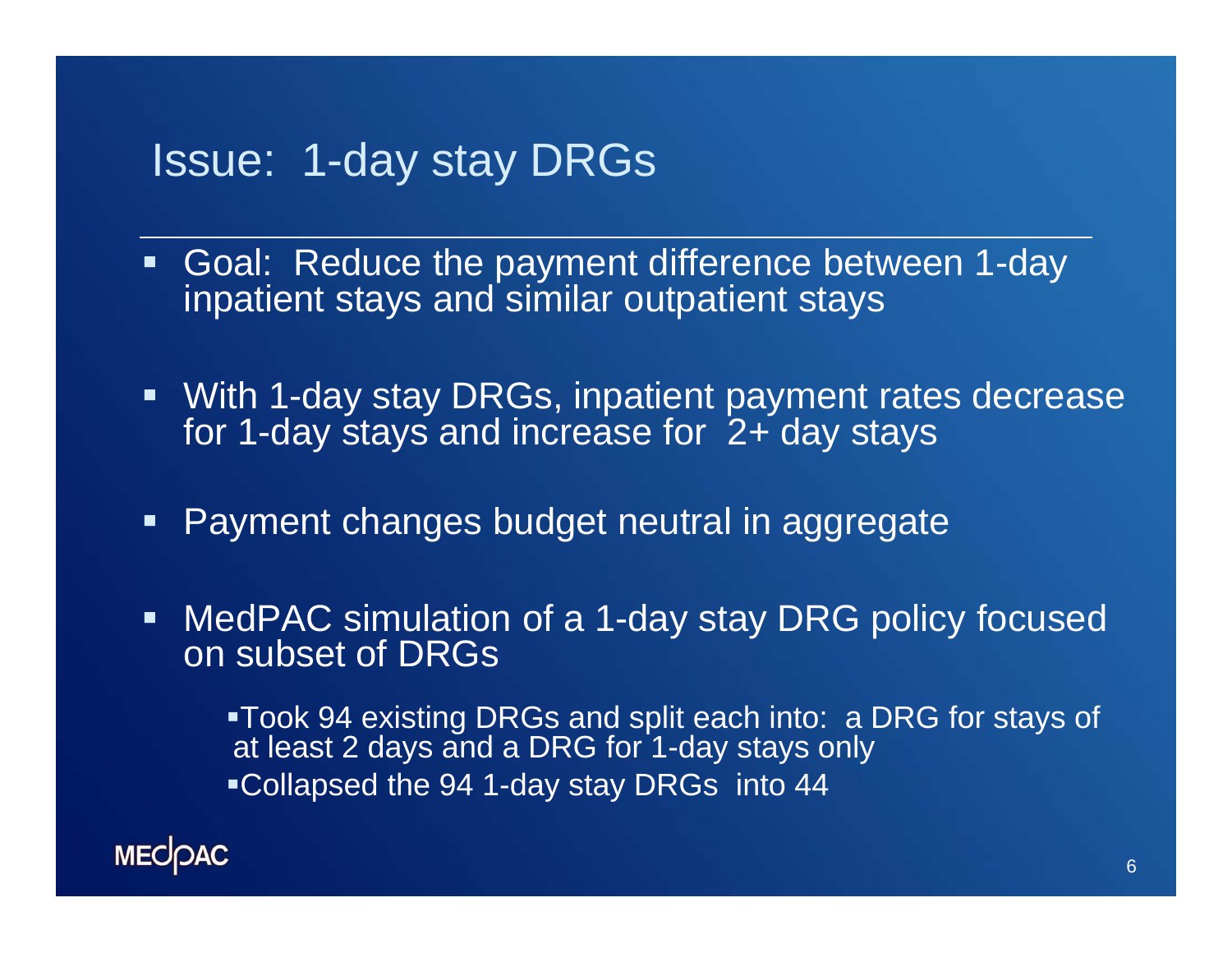# Issue: 1-day stay DRGs

- Goal: Reduce the payment difference between 1-day inpatient stays and similar outpatient stays
- With 1-day stay DRGs, inpatient payment rates decrease for 1-day stays and increase for 2+ day stays
- Payment changes budget neutral in aggregate
- MedPAC simulation of a 1-day stay DRG policy focused on subset of DRGs
  - Took 94 existing DRGs and split each into: a DRG for stays of at least 2 days and a DRG for 1-day stays only
  - Collapsed the 94 1-day stay DRGs into 44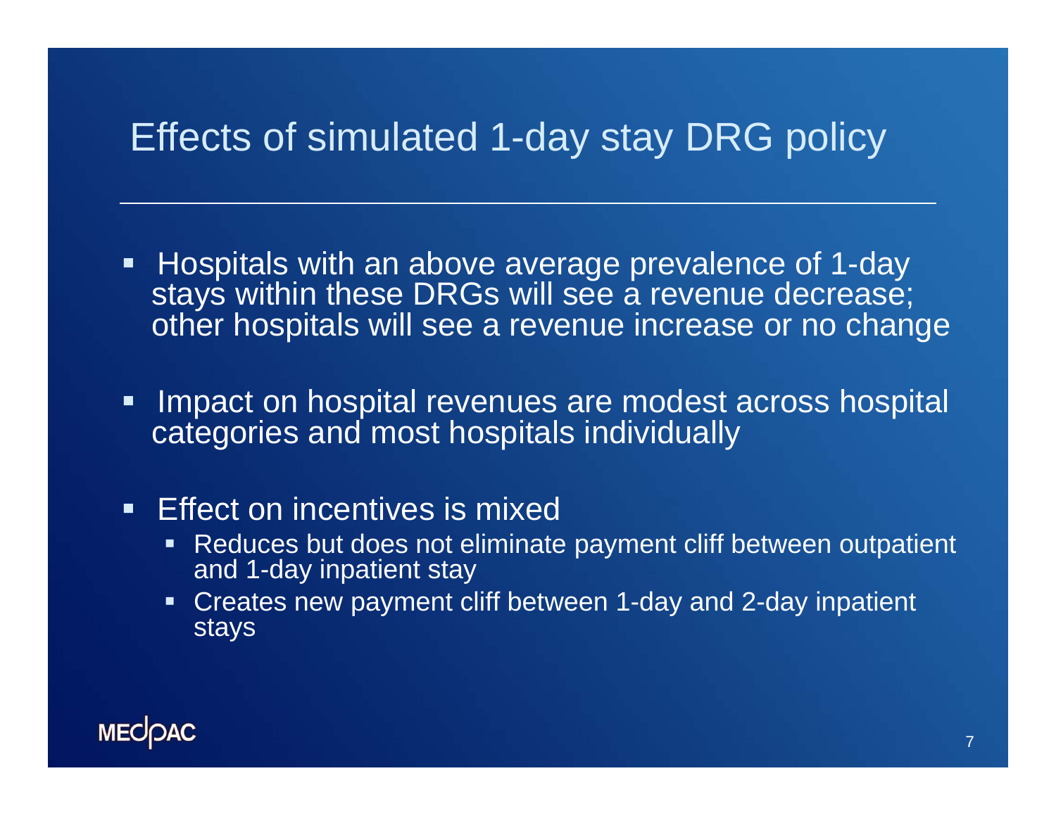# Effects of simulated 1-day stay DRG policy

- Hospitals with an above average prevalence of 1-day stays within these DRGs will see a revenue decrease; other hospitals will see a revenue increase or no change
- Impact on hospital revenues are modest across hospital categories and most hospitals individually
- Effect on incentives is mixed
  - Reduces but does not eliminate payment cliff between outpatient and 1-day inpatient stay
  - Creates new payment cliff between 1-day and 2-day inpatient stays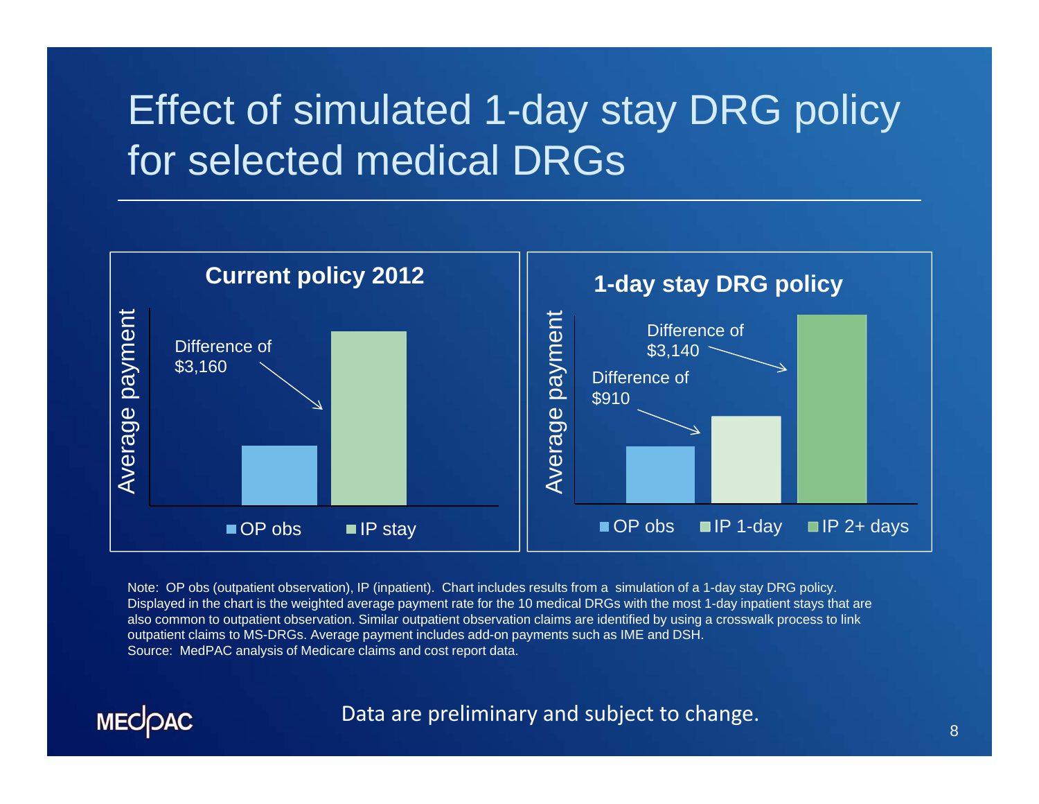# Effect of simulated 1-day stay DRG policy for selected medical DRGs

**Current policy 2012**

Average payment

Difference of $3,160

OP obs | IP stay

**1-day stay DRG policy**

Average payment

Difference of $3,140

Difference of $910

OP obs | IP 1-day | IP 2+ days

Note: OP obs (outpatient observation), IP (inpatient). Chart includes results from a simulation of a 1-day stay DRG policy. Displayed in the chart is the weighted average payment rate for the 10 medical DRGs with the most 1-day inpatient stays that are also common to outpatient observation. Similar outpatient observation claims are identified by using a crosswalk process to link outpatient claims to MS-DRGs. Average payment includes add-on payments such as IME and DSH.
Source: MedPAC analysis of Medicare claims and cost report data.

Data are preliminary and subject to change.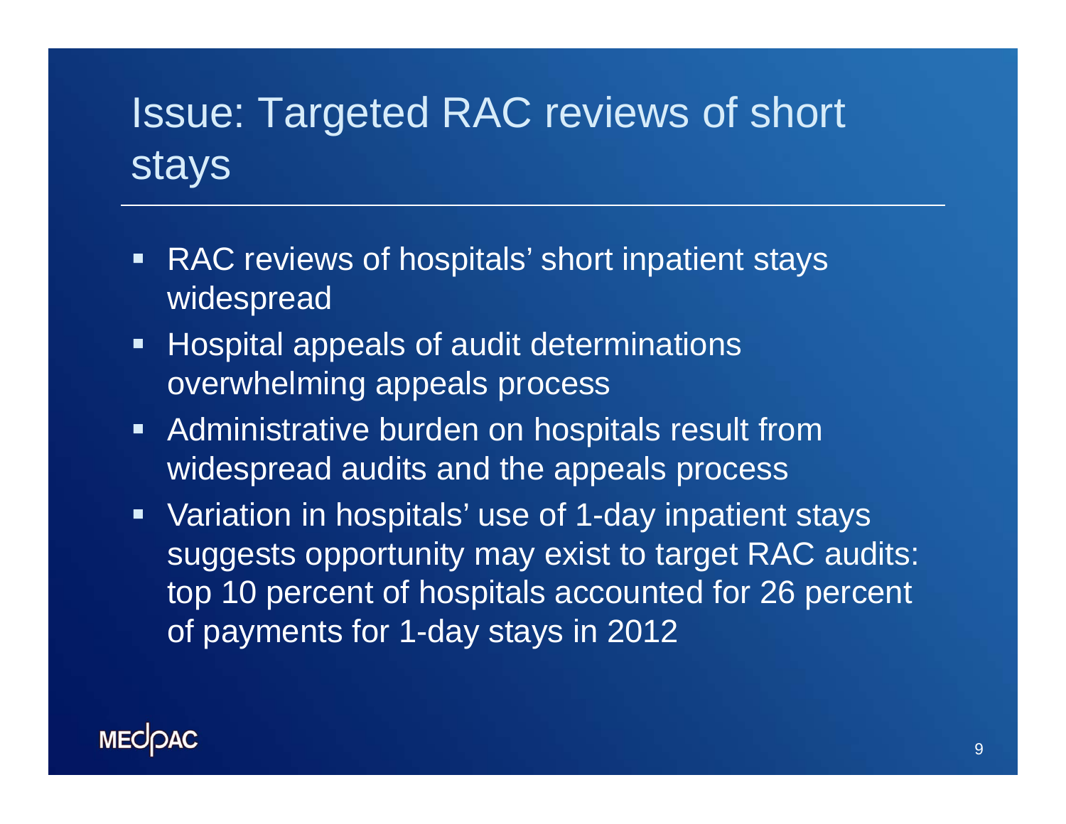# Issue: Targeted RAC reviews of short stays

- RAC reviews of hospitals' short inpatient stays widespread
- Hospital appeals of audit determinations overwhelming appeals process
- Administrative burden on hospitals result from widespread audits and the appeals process
- Variation in hospitals' use of 1-day inpatient stays suggests opportunity may exist to target RAC audits: top 10 percent of hospitals accounted for 26 percent of payments for 1-day stays in 2012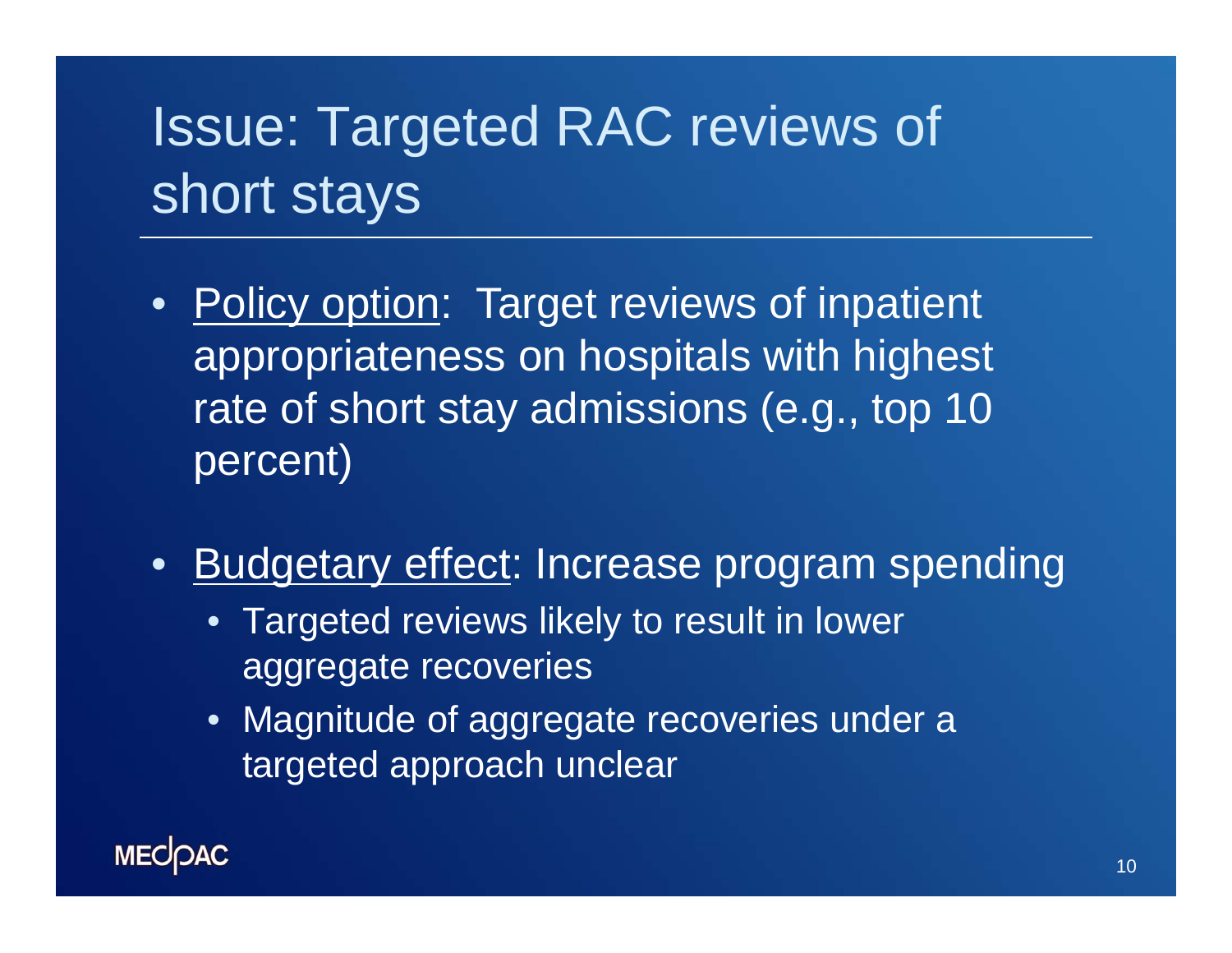# Issue: Targeted RAC reviews of short stays

- Policy option: Target reviews of inpatient appropriateness on hospitals with highest rate of short stay admissions (e.g., top 10 percent)

- Budgetary effect: Increase program spending
  - Targeted reviews likely to result in lower aggregate recoveries
  - Magnitude of aggregate recoveries under a targeted approach unclear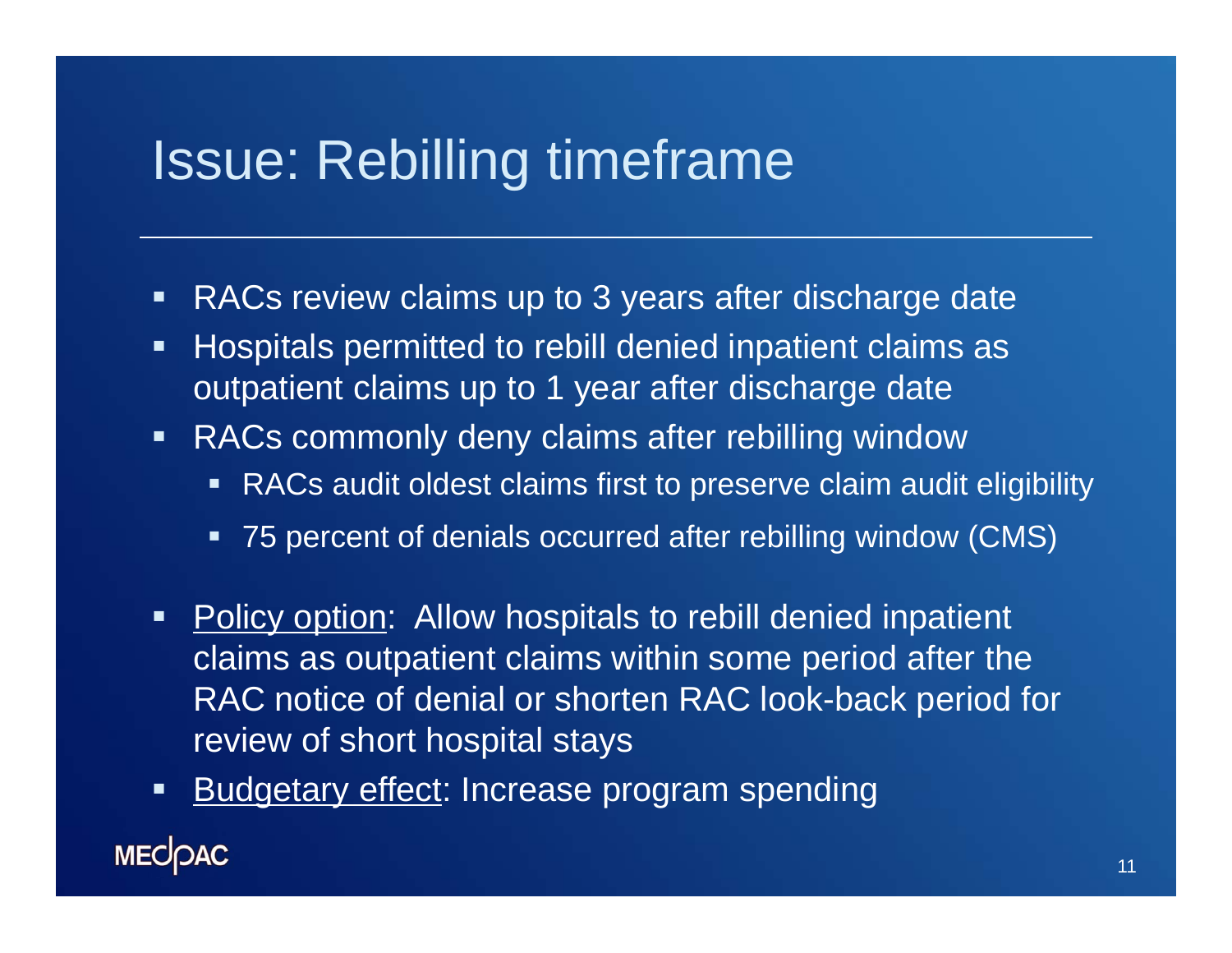# Issue: Rebilling timeframe

- RACs review claims up to 3 years after discharge date
- Hospitals permitted to rebill denied inpatient claims as outpatient claims up to 1 year after discharge date
- RACs commonly deny claims after rebilling window
  - RACs audit oldest claims first to preserve claim audit eligibility
  - 75 percent of denials occurred after rebilling window (CMS)
- <u>Policy option</u>: Allow hospitals to rebill denied inpatient claims as outpatient claims within some period after the RAC notice of denial or shorten RAC look-back period for review of short hospital stays
- <u>Budgetary effect</u>: Increase program spending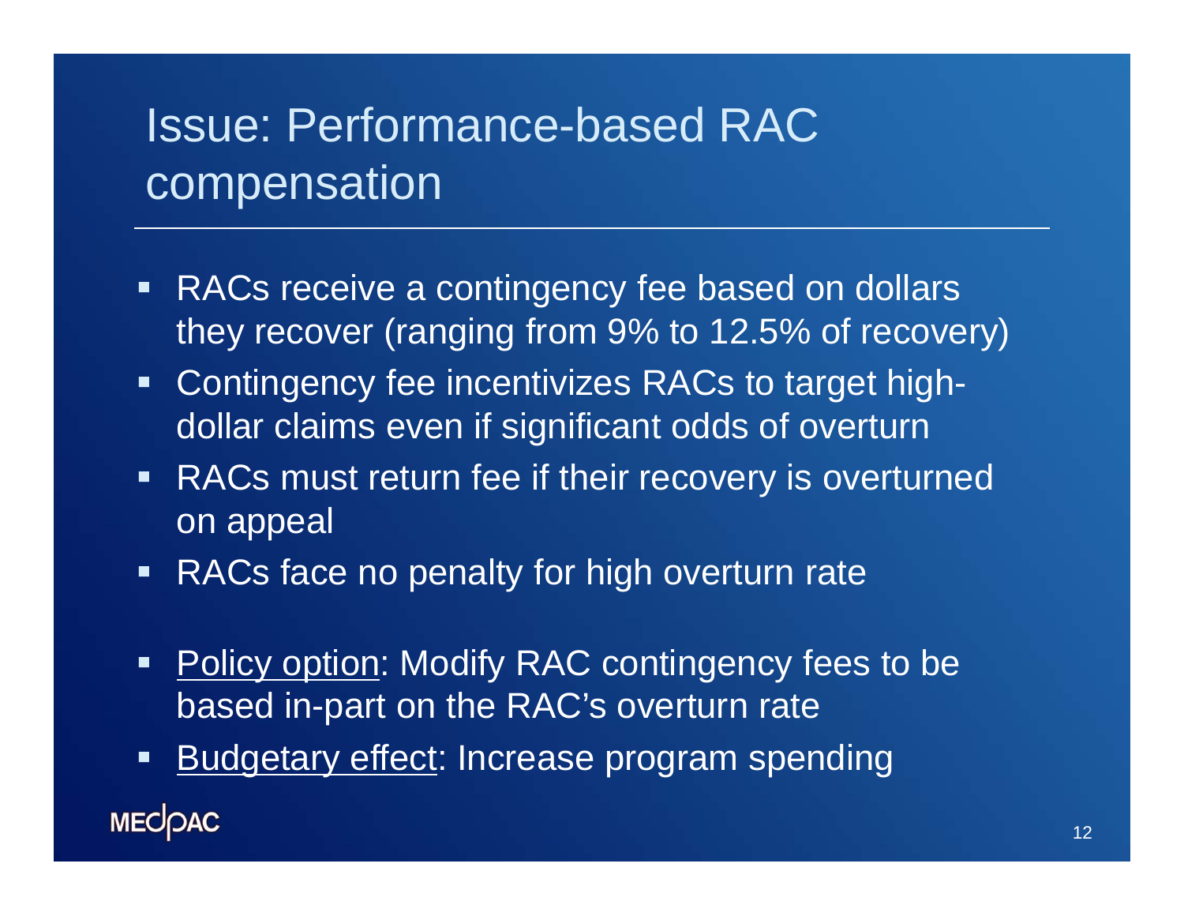# Issue: Performance-based RAC compensation

- RACs receive a contingency fee based on dollars they recover (ranging from 9% to 12.5% of recovery)
- Contingency fee incentivizes RACs to target high-dollar claims even if significant odds of overturn
- RACs must return fee if their recovery is overturned on appeal
- RACs face no penalty for high overturn rate

- <u>Policy option</u>: Modify RAC contingency fees to be based in-part on the RAC's overturn rate
- <u>Budgetary effect</u>: Increase program spending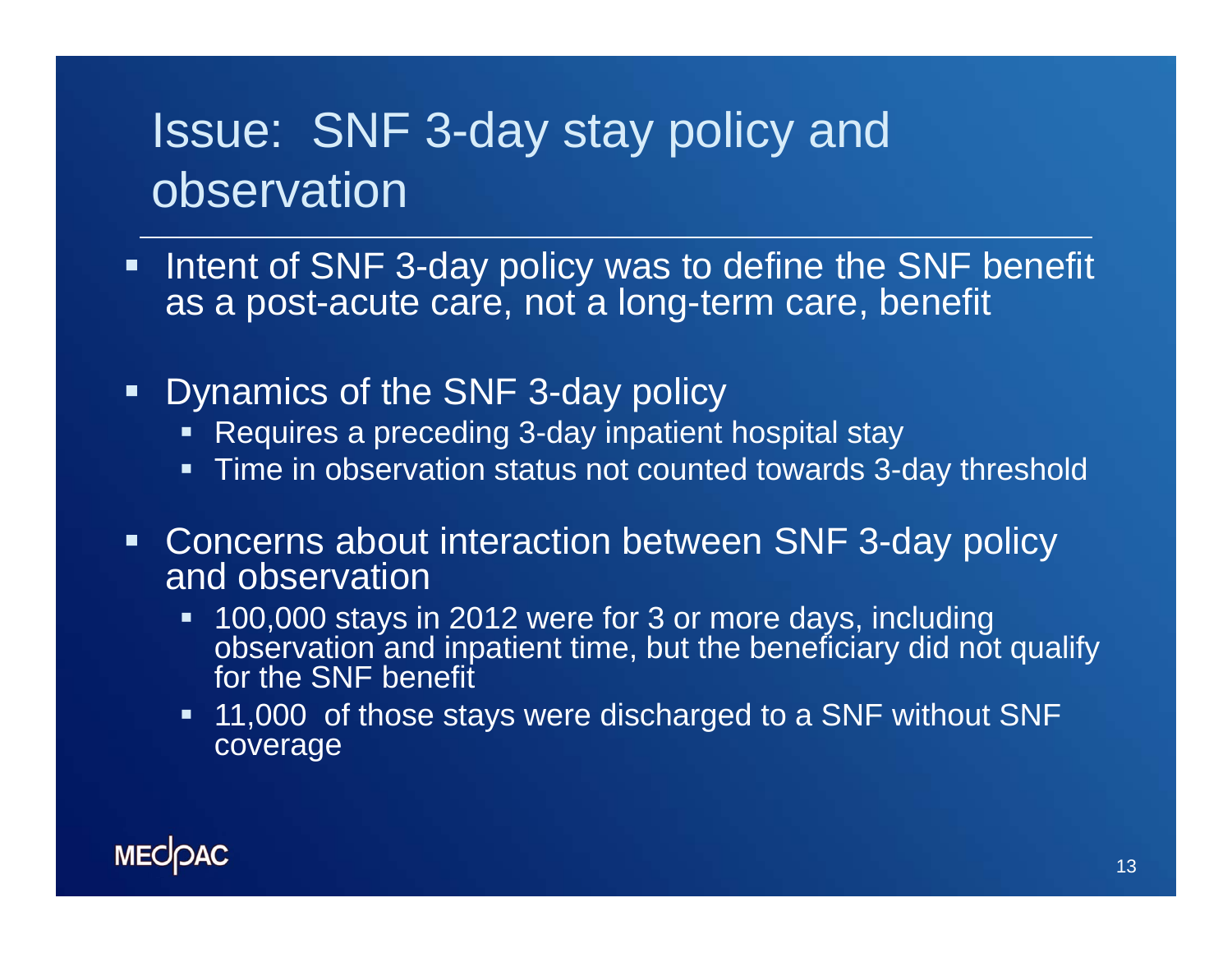# Issue: SNF 3-day stay policy and observation

- Intent of SNF 3-day policy was to define the SNF benefit as a post-acute care, not a long-term care, benefit

- Dynamics of the SNF 3-day policy
  - Requires a preceding 3-day inpatient hospital stay
  - Time in observation status not counted towards 3-day threshold

- Concerns about interaction between SNF 3-day policy and observation
  - 100,000 stays in 2012 were for 3 or more days, including observation and inpatient time, but the beneficiary did not qualify for the SNF benefit
  - 11,000 of those stays were discharged to a SNF without SNF coverage

MEDPAC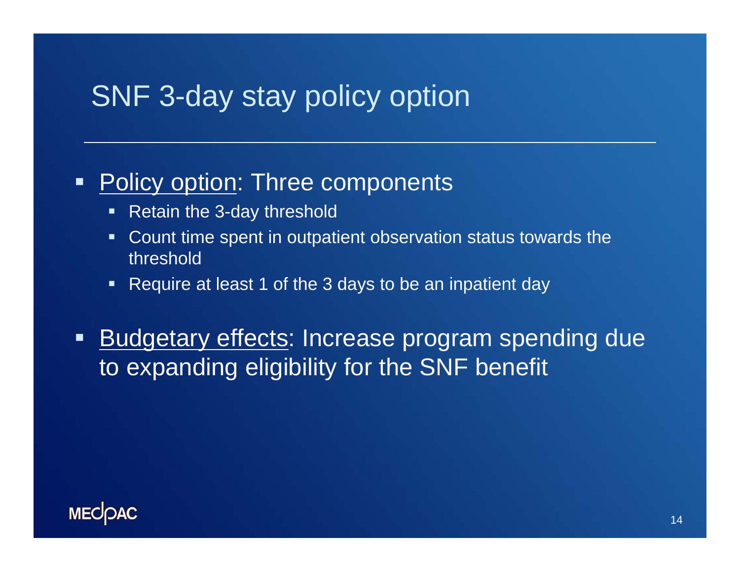# SNF 3-day stay policy option

- Policy option: Three components
  - Retain the 3-day threshold
  - Count time spent in outpatient observation status towards the threshold
  - Require at least 1 of the 3 days to be an inpatient day
- Budgetary effects: Increase program spending due to expanding eligibility for the SNF benefit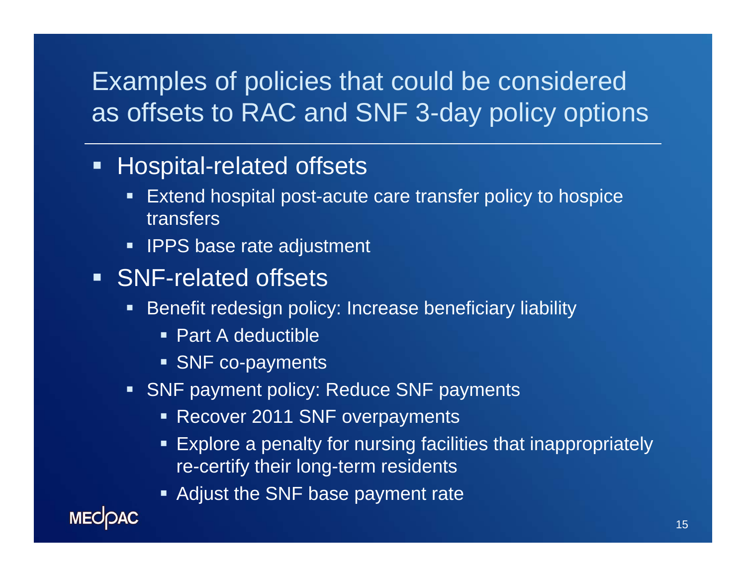# Examples of policies that could be considered as offsets to RAC and SNF 3-day policy options

- Hospital-related offsets
  - Extend hospital post-acute care transfer policy to hospice transfers
  - IPPS base rate adjustment
- SNF-related offsets
  - Benefit redesign policy: Increase beneficiary liability
    - Part A deductible
    - SNF co-payments
  - SNF payment policy: Reduce SNF payments
    - Recover 2011 SNF overpayments
    - Explore a penalty for nursing facilities that inappropriately re-certify their long-term residents
    - Adjust the SNF base payment rate

MEDPAC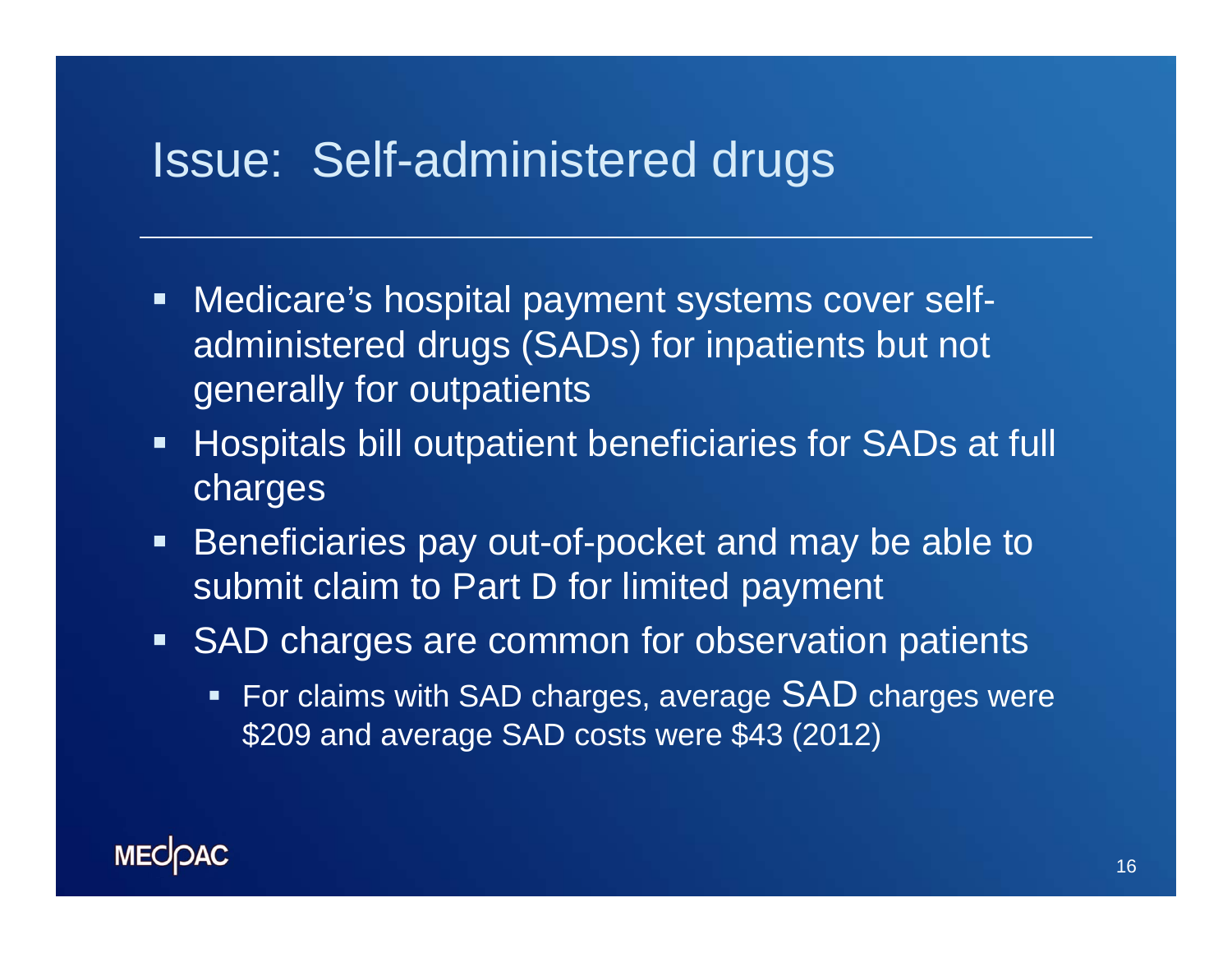# Issue: Self-administered drugs

- Medicare's hospital payment systems cover self-administered drugs (SADs) for inpatients but not generally for outpatients
- Hospitals bill outpatient beneficiaries for SADs at full charges
- Beneficiaries pay out-of-pocket and may be able to submit claim to Part D for limited payment
- SAD charges are common for observation patients
  - For claims with SAD charges, average SAD charges were $209 and average SAD costs were $43 (2012)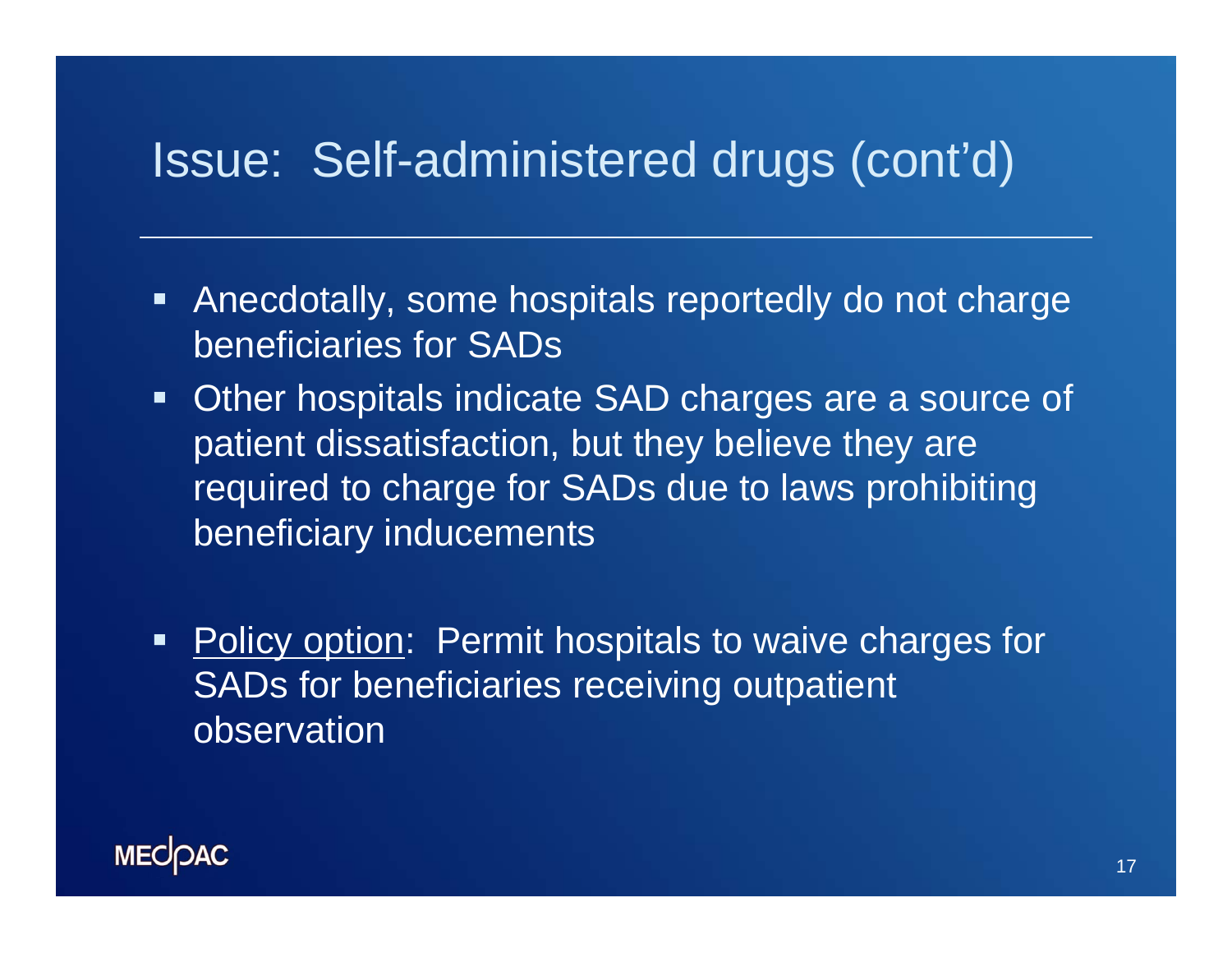# Issue: Self-administered drugs (cont'd)

- Anecdotally, some hospitals reportedly do not charge beneficiaries for SADs
- Other hospitals indicate SAD charges are a source of patient dissatisfaction, but they believe they are required to charge for SADs due to laws prohibiting beneficiary inducements

- <u>Policy option</u>: Permit hospitals to waive charges for SADs for beneficiaries receiving outpatient observation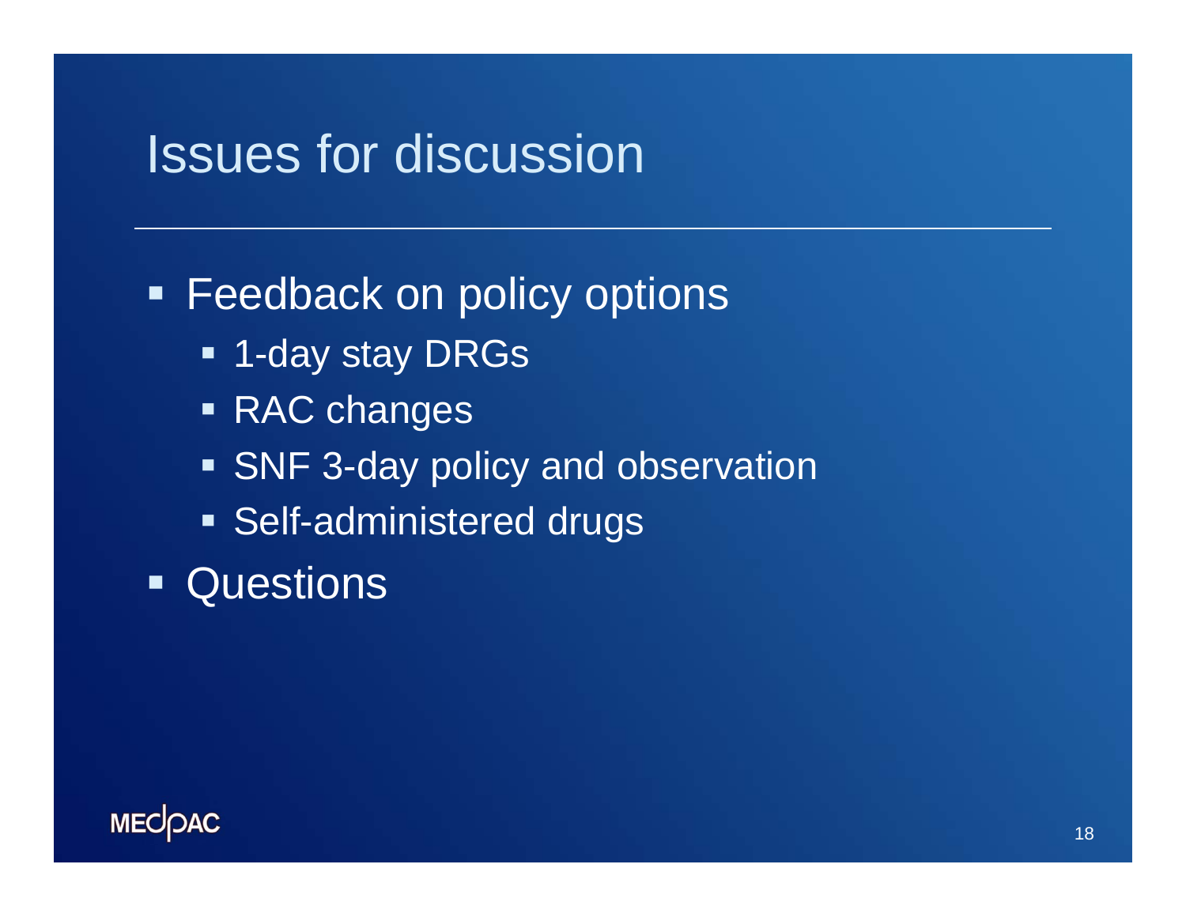# Issues for discussion

- Feedback on policy options
  - 1-day stay DRGs
  - RAC changes
  - SNF 3-day policy and observation
  - Self-administered drugs
- Questions